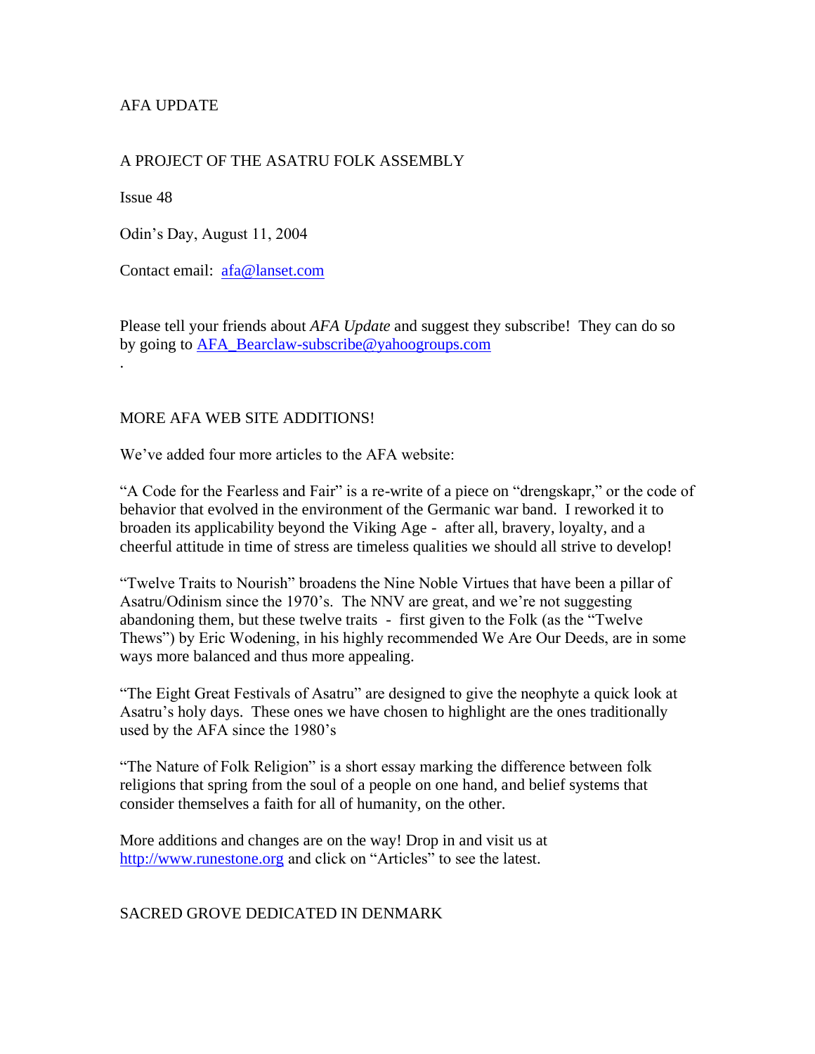AFA UPDATE

A PROJECT OF THE ASATRU FOLK ASSEMBLY

Issue 48

Odin's Day, August 11, 2004

Contact email: afa@lanset.com

Please tell your friends about *AFA Update* and suggest they subscribe! They can do so by going to AFA_Bearclaw-subscribe@yahoogroups.com

.

## MORE AFA WEB SITE ADDITIONS!

We've added four more articles to the AFA website:

"A Code for the Fearless and Fair" is a re-write of a piece on "drengskapr," or the code of behavior that evolved in the environment of the Germanic war band. I reworked it to broaden its applicability beyond the Viking Age - after all, bravery, loyalty, and a cheerful attitude in time of stress are timeless qualities we should all strive to develop!

"Twelve Traits to Nourish" broadens the Nine Noble Virtues that have been a pillar of Asatru/Odinism since the 1970's. The NNV are great, and we're not suggesting abandoning them, but these twelve traits - first given to the Folk (as the "Twelve Thews") by Eric Wodening, in his highly recommended We Are Our Deeds, are in some ways more balanced and thus more appealing.

"The Eight Great Festivals of Asatru" are designed to give the neophyte a quick look at Asatru's holy days. These ones we have chosen to highlight are the ones traditionally used by the AFA since the 1980's

"The Nature of Folk Religion" is a short essay marking the difference between folk religions that spring from the soul of a people on one hand, and belief systems that consider themselves a faith for all of humanity, on the other.

More additions and changes are on the way! Drop in and visit us at http://www.runestone.org and click on "Articles" to see the latest.

## SACRED GROVE DEDICATED IN DENMARK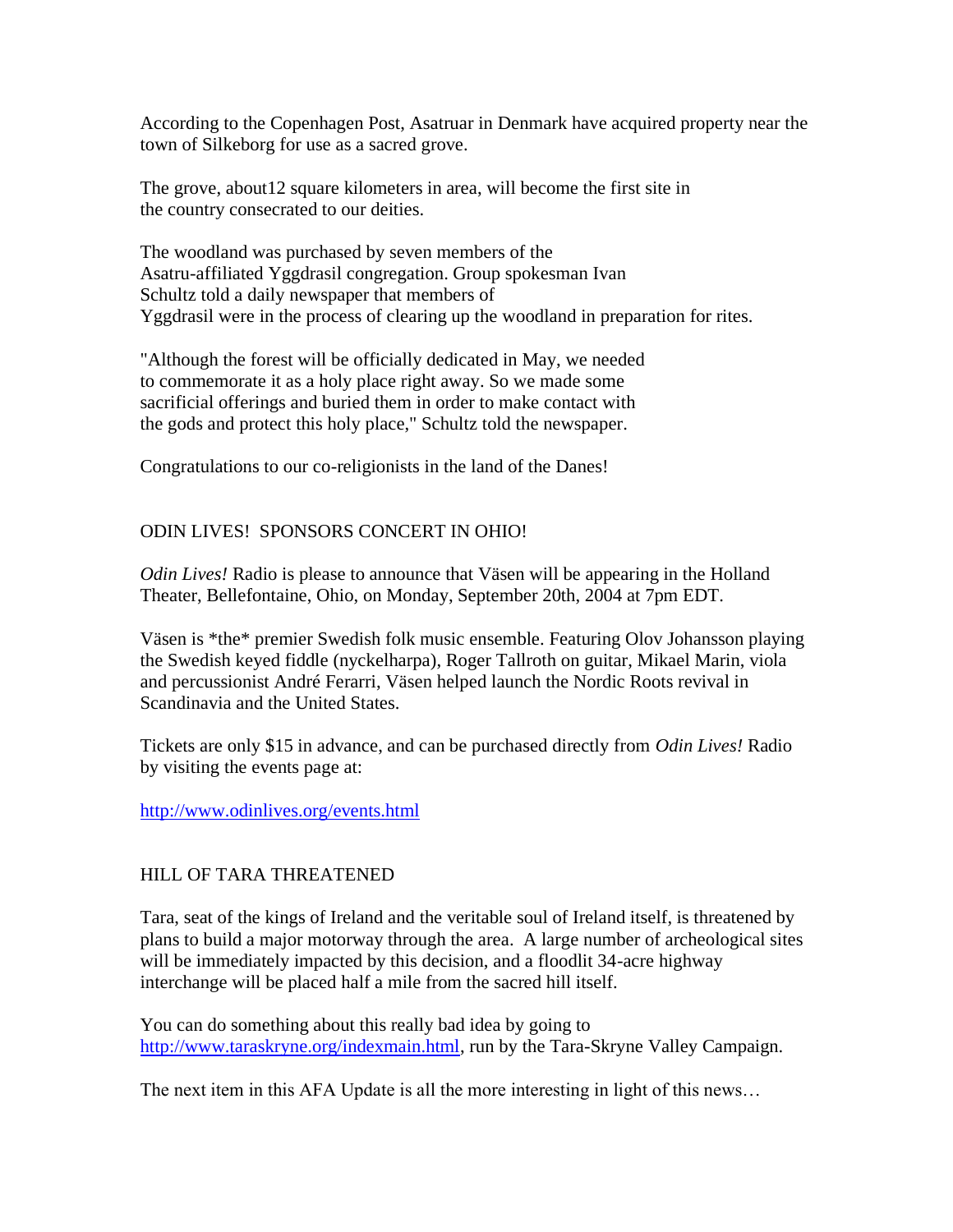According to the Copenhagen Post, Asatruar in Denmark have acquired property near the town of Silkeborg for use as a sacred grove.

The grove, about12 square kilometers in area, will become the first site in the country consecrated to our deities.

The woodland was purchased by seven members of the Asatru-affiliated Yggdrasil congregation. Group spokesman Ivan Schultz told a daily newspaper that members of Yggdrasil were in the process of clearing up the woodland in preparation for rites.

"Although the forest will be officially dedicated in May, we needed to commemorate it as a holy place right away. So we made some sacrificial offerings and buried them in order to make contact with the gods and protect this holy place," Schultz told the newspaper.

Congratulations to our co-religionists in the land of the Danes!

## ODIN LIVES! SPONSORS CONCERT IN OHIO!

*Odin Lives!* Radio is please to announce that Väsen will be appearing in the Holland Theater, Bellefontaine, Ohio, on Monday, September 20th, 2004 at 7pm EDT.

Väsen is *the* premier Swedish folk music ensemble. Featuring Olov Johansson playing the Swedish keyed fiddle (nyckelharpa), Roger Tallroth on guitar, Mikael Marin, viola and percussionist André Ferarri, Väsen helped launch the Nordic Roots revival in Scandinavia and the United States.

Tickets are only $15 in advance, and can be purchased directly from *Odin Lives!* Radio by visiting the events page at:

http://www.odinlives.org/events.html

## HILL OF TARA THREATENED

Tara, seat of the kings of Ireland and the veritable soul of Ireland itself, is threatened by plans to build a major motorway through the area. A large number of archeological sites will be immediately impacted by this decision, and a floodlit 34-acre highway interchange will be placed half a mile from the sacred hill itself.

You can do something about this really bad idea by going to http://www.taraskryne.org/indexmain.html, run by the Tara-Skryne Valley Campaign.

The next item in this AFA Update is all the more interesting in light of this news…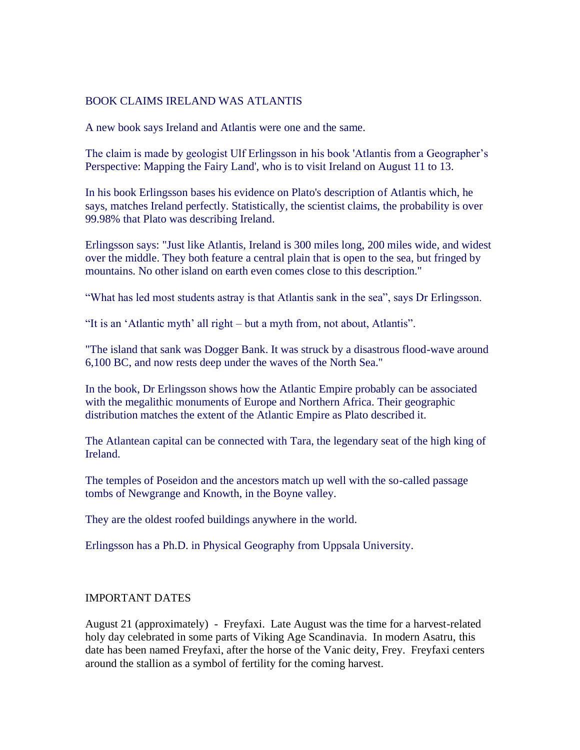## BOOK CLAIMS IRELAND WAS ATLANTIS

A new book says Ireland and Atlantis were one and the same.

The claim is made by geologist Ulf Erlingsson in his book 'Atlantis from a Geographer's Perspective: Mapping the Fairy Land', who is to visit Ireland on August 11 to 13.

In his book Erlingsson bases his evidence on Plato's description of Atlantis which, he says, matches Ireland perfectly. Statistically, the scientist claims, the probability is over 99.98% that Plato was describing Ireland.

Erlingsson says: "Just like Atlantis, Ireland is 300 miles long, 200 miles wide, and widest over the middle. They both feature a central plain that is open to the sea, but fringed by mountains. No other island on earth even comes close to this description."

"What has led most students astray is that Atlantis sank in the sea", says Dr Erlingsson.

"It is an 'Atlantic myth' all right – but a myth from, not about, Atlantis".

"The island that sank was Dogger Bank. It was struck by a disastrous flood-wave around 6,100 BC, and now rests deep under the waves of the North Sea."

In the book, Dr Erlingsson shows how the Atlantic Empire probably can be associated with the megalithic monuments of Europe and Northern Africa. Their geographic distribution matches the extent of the Atlantic Empire as Plato described it.

The Atlantean capital can be connected with Tara, the legendary seat of the high king of Ireland.

The temples of Poseidon and the ancestors match up well with the so-called passage tombs of Newgrange and Knowth, in the Boyne valley.

They are the oldest roofed buildings anywhere in the world.

Erlingsson has a Ph.D. in Physical Geography from Uppsala University.

## IMPORTANT DATES

August 21 (approximately) - Freyfaxi. Late August was the time for a harvest-related holy day celebrated in some parts of Viking Age Scandinavia. In modern Asatru, this date has been named Freyfaxi, after the horse of the Vanic deity, Frey. Freyfaxi centers around the stallion as a symbol of fertility for the coming harvest.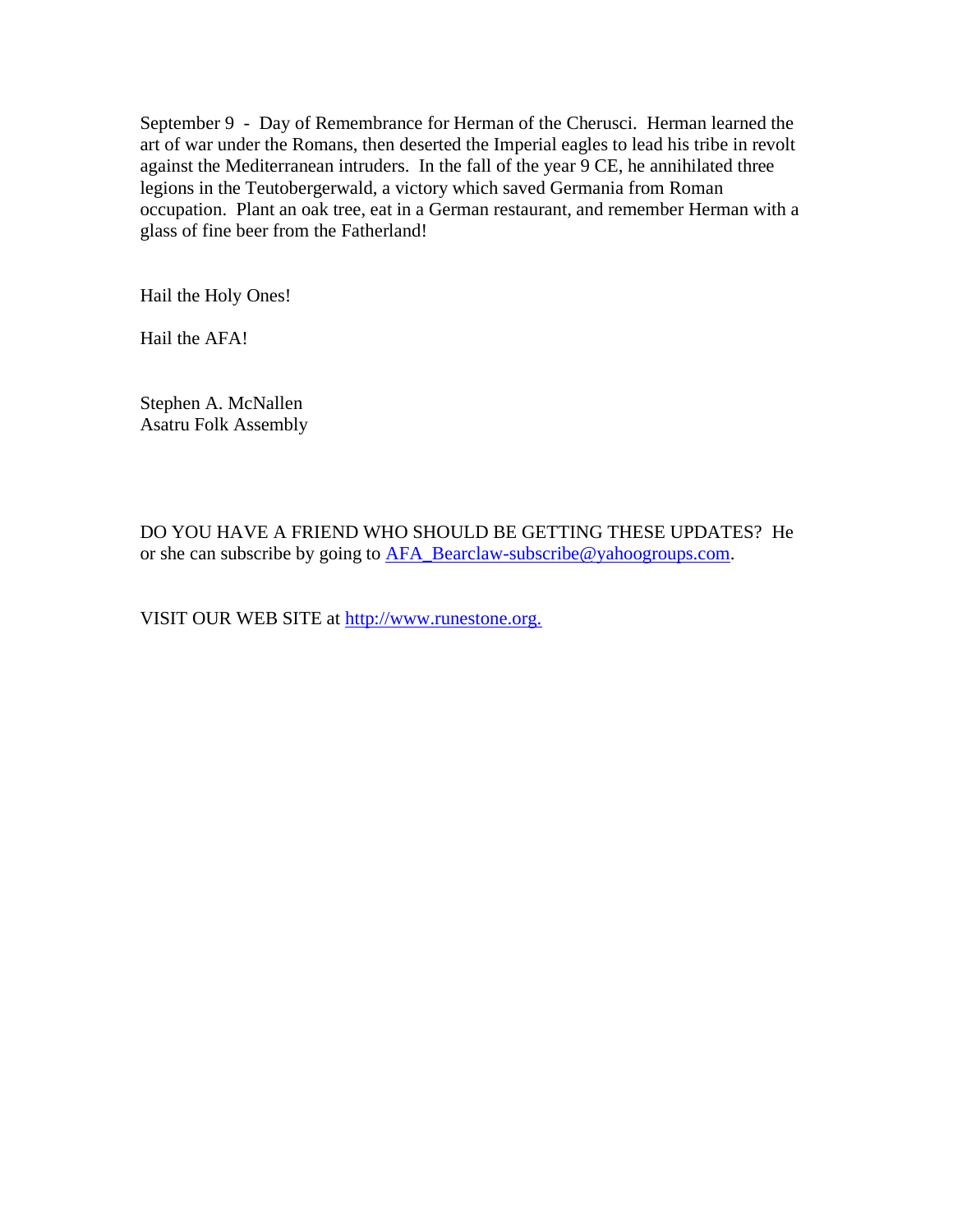September 9 - Day of Remembrance for Herman of the Cherusci. Herman learned the art of war under the Romans, then deserted the Imperial eagles to lead his tribe in revolt against the Mediterranean intruders. In the fall of the year 9 CE, he annihilated three legions in the Teutobergerwald, a victory which saved Germania from Roman occupation. Plant an oak tree, eat in a German restaurant, and remember Herman with a glass of fine beer from the Fatherland!

Hail the Holy Ones!

Hail the AFA!

Stephen A. McNallen
Asatru Folk Assembly

DO YOU HAVE A FRIEND WHO SHOULD BE GETTING THESE UPDATES? He or she can subscribe by going to AFA_Bearclaw-subscribe@yahoogroups.com.

VISIT OUR WEB SITE at http://www.runestone.org.